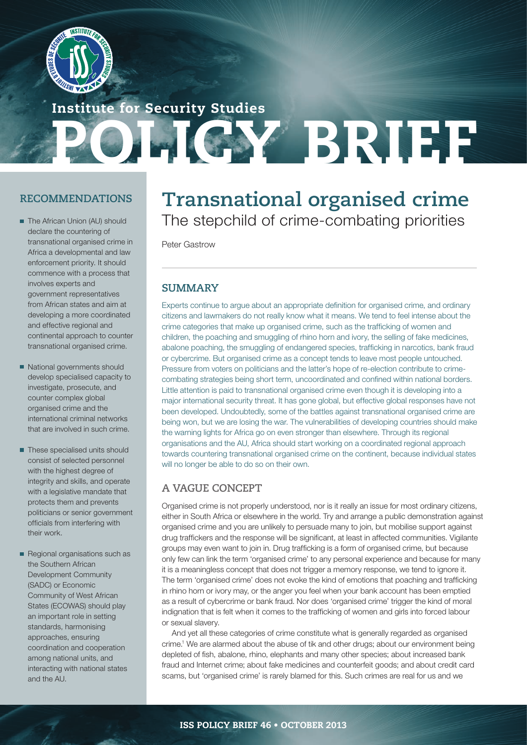Institute for Security Studies

# POLICY BRIEF

## RECOMMENDATIONS

- The African Union (AU) should declare the countering of transnational organised crime in Africa a developmental and law enforcement priority. It should commence with a process that involves experts and government representatives from African states and aim at developing a more coordinated and effective regional and continental approach to counter transnational organised crime.
- National governments should develop specialised capacity to investigate, prosecute, and counter complex global organised crime and the international criminal networks that are involved in such crime.
- These specialised units should consist of selected personnel with the highest degree of integrity and skills, and operate with a legislative mandate that protects them and prevents politicians or senior government officials from interfering with their work.
- Regional organisations such as the Southern African Development Community (SADC) or Economic Community of West African States (ECOWAS) should play an important role in setting standards, harmonising approaches, ensuring coordination and cooperation among national units, and interacting with national states and the AU.

# Transnational organised crime

## The stepchild of crime-combating priorities

Peter Gastrow

## SUMMARY

Experts continue to argue about an appropriate definition for organised crime, and ordinary citizens and lawmakers do not really know what it means. We tend to feel intense about the crime categories that make up organised crime, such as the trafficking of women and children, the poaching and smuggling of rhino horn and ivory, the selling of fake medicines, abalone poaching, the smuggling of endangered species, trafficking in narcotics, bank fraud or cybercrime. But organised crime as a concept tends to leave most people untouched. Pressure from voters on politicians and the latter's hope of re-election contribute to crime-combating strategies being short term, uncoordinated and confined within national borders. Little attention is paid to transnational organised crime even though it is developing into a major international security threat. It has gone global, but effective global responses have not been developed. Undoubtedly, some of the battles against transnational organised crime are being won, but we are losing the war. The vulnerabilities of developing countries should make the warning lights for Africa go on even stronger than elsewhere. Through its regional organisations and the AU, Africa should start working on a coordinated regional approach towards countering transnational organised crime on the continent, because individual states will no longer be able to do so on their own.

## A VAGUE CONCEPT

Organised crime is not properly understood, nor is it really an issue for most ordinary citizens, either in South Africa or elsewhere in the world. Try and arrange a public demonstration against organised crime and you are unlikely to persuade many to join, but mobilise support against drug traffickers and the response will be significant, at least in affected communities. Vigilante groups may even want to join in. Drug trafficking is a form of organised crime, but because only few can link the term 'organised crime' to any personal experience and because for many it is a meaningless concept that does not trigger a memory response, we tend to ignore it. The term 'organised crime' does not evoke the kind of emotions that poaching and trafficking in rhino horn or ivory may, or the anger you feel when your bank account has been emptied as a result of cybercrime or bank fraud. Nor does 'organised crime' trigger the kind of moral indignation that is felt when it comes to the trafficking of women and girls into forced labour or sexual slavery.

And yet all these categories of crime constitute what is generally regarded as organised crime.[1] We are alarmed about the abuse of tik and other drugs; about our environment being depleted of fish, abalone, rhino, elephants and many other species; about increased bank fraud and Internet crime; about fake medicines and counterfeit goods; and about credit card scams, but 'organised crime' is rarely blamed for this. Such crimes are real for us and we

ISS POLICY BRIEF 46 • OCTOBER 2013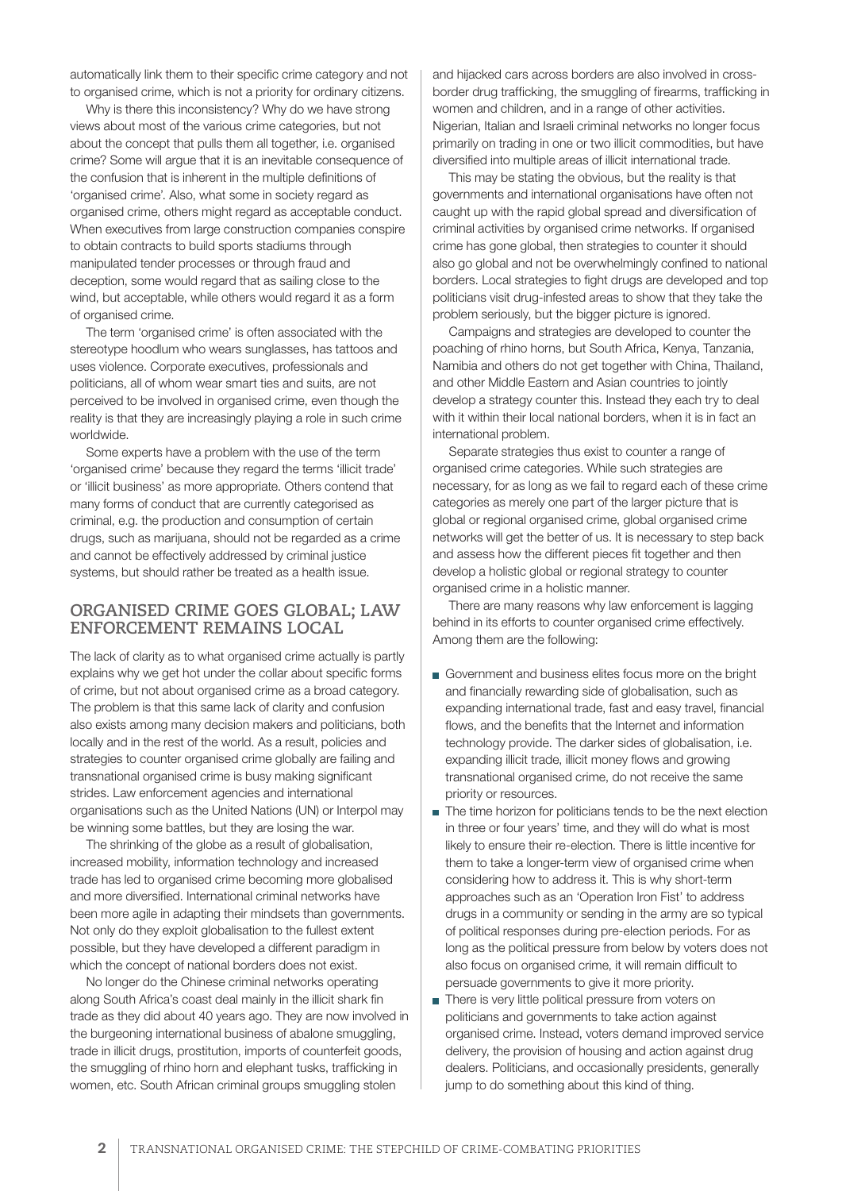automatically link them to their specific crime category and not to organised crime, which is not a priority for ordinary citizens.

Why is there this inconsistency? Why do we have strong views about most of the various crime categories, but not about the concept that pulls them all together, i.e. organised crime? Some will argue that it is an inevitable consequence of the confusion that is inherent in the multiple definitions of 'organised crime'. Also, what some in society regard as organised crime, others might regard as acceptable conduct. When executives from large construction companies conspire to obtain contracts to build sports stadiums through manipulated tender processes or through fraud and deception, some would regard that as sailing close to the wind, but acceptable, while others would regard it as a form of organised crime.

The term 'organised crime' is often associated with the stereotype hoodlum who wears sunglasses, has tattoos and uses violence. Corporate executives, professionals and politicians, all of whom wear smart ties and suits, are not perceived to be involved in organised crime, even though the reality is that they are increasingly playing a role in such crime worldwide.

Some experts have a problem with the use of the term 'organised crime' because they regard the terms 'illicit trade' or 'illicit business' as more appropriate. Others contend that many forms of conduct that are currently categorised as criminal, e.g. the production and consumption of certain drugs, such as marijuana, should not be regarded as a crime and cannot be effectively addressed by criminal justice systems, but should rather be treated as a health issue.

## ORGANISED CRIME GOES GLOBAL; LAW ENFORCEMENT REMAINS LOCAL

The lack of clarity as to what organised crime actually is partly explains why we get hot under the collar about specific forms of crime, but not about organised crime as a broad category. The problem is that this same lack of clarity and confusion also exists among many decision makers and politicians, both locally and in the rest of the world. As a result, policies and strategies to counter organised crime globally are failing and transnational organised crime is busy making significant strides. Law enforcement agencies and international organisations such as the United Nations (UN) or Interpol may be winning some battles, but they are losing the war.

The shrinking of the globe as a result of globalisation, increased mobility, information technology and increased trade has led to organised crime becoming more globalised and more diversified. International criminal networks have been more agile in adapting their mindsets than governments. Not only do they exploit globalisation to the fullest extent possible, but they have developed a different paradigm in which the concept of national borders does not exist.

No longer do the Chinese criminal networks operating along South Africa's coast deal mainly in the illicit shark fin trade as they did about 40 years ago. They are now involved in the burgeoning international business of abalone smuggling, trade in illicit drugs, prostitution, imports of counterfeit goods, the smuggling of rhino horn and elephant tusks, trafficking in women, etc. South African criminal groups smuggling stolen and hijacked cars across borders are also involved in cross-border drug trafficking, the smuggling of firearms, trafficking in women and children, and in a range of other activities. Nigerian, Italian and Israeli criminal networks no longer focus primarily on trading in one or two illicit commodities, but have diversified into multiple areas of illicit international trade.

This may be stating the obvious, but the reality is that governments and international organisations have often not caught up with the rapid global spread and diversification of criminal activities by organised crime networks. If organised crime has gone global, then strategies to counter it should also go global and not be overwhelmingly confined to national borders. Local strategies to fight drugs are developed and top politicians visit drug-infested areas to show that they take the problem seriously, but the bigger picture is ignored.

Campaigns and strategies are developed to counter the poaching of rhino horns, but South Africa, Kenya, Tanzania, Namibia and others do not get together with China, Thailand, and other Middle Eastern and Asian countries to jointly develop a strategy counter this. Instead they each try to deal with it within their local national borders, when it is in fact an international problem.

Separate strategies thus exist to counter a range of organised crime categories. While such strategies are necessary, for as long as we fail to regard each of these crime categories as merely one part of the larger picture that is global or regional organised crime, global organised crime networks will get the better of us. It is necessary to step back and assess how the different pieces fit together and then develop a holistic global or regional strategy to counter organised crime in a holistic manner.

There are many reasons why law enforcement is lagging behind in its efforts to counter organised crime effectively. Among them are the following:

- Government and business elites focus more on the bright and financially rewarding side of globalisation, such as expanding international trade, fast and easy travel, financial flows, and the benefits that the Internet and information technology provide. The darker sides of globalisation, i.e. expanding illicit trade, illicit money flows and growing transnational organised crime, do not receive the same priority or resources.
- The time horizon for politicians tends to be the next election in three or four years' time, and they will do what is most likely to ensure their re-election. There is little incentive for them to take a longer-term view of organised crime when considering how to address it. This is why short-term approaches such as an 'Operation Iron Fist' to address drugs in a community or sending in the army are so typical of political responses during pre-election periods. For as long as the political pressure from below by voters does not also focus on organised crime, it will remain difficult to persuade governments to give it more priority.
- There is very little political pressure from voters on politicians and governments to take action against organised crime. Instead, voters demand improved service delivery, the provision of housing and action against drug dealers. Politicians, and occasionally presidents, generally jump to do something about this kind of thing.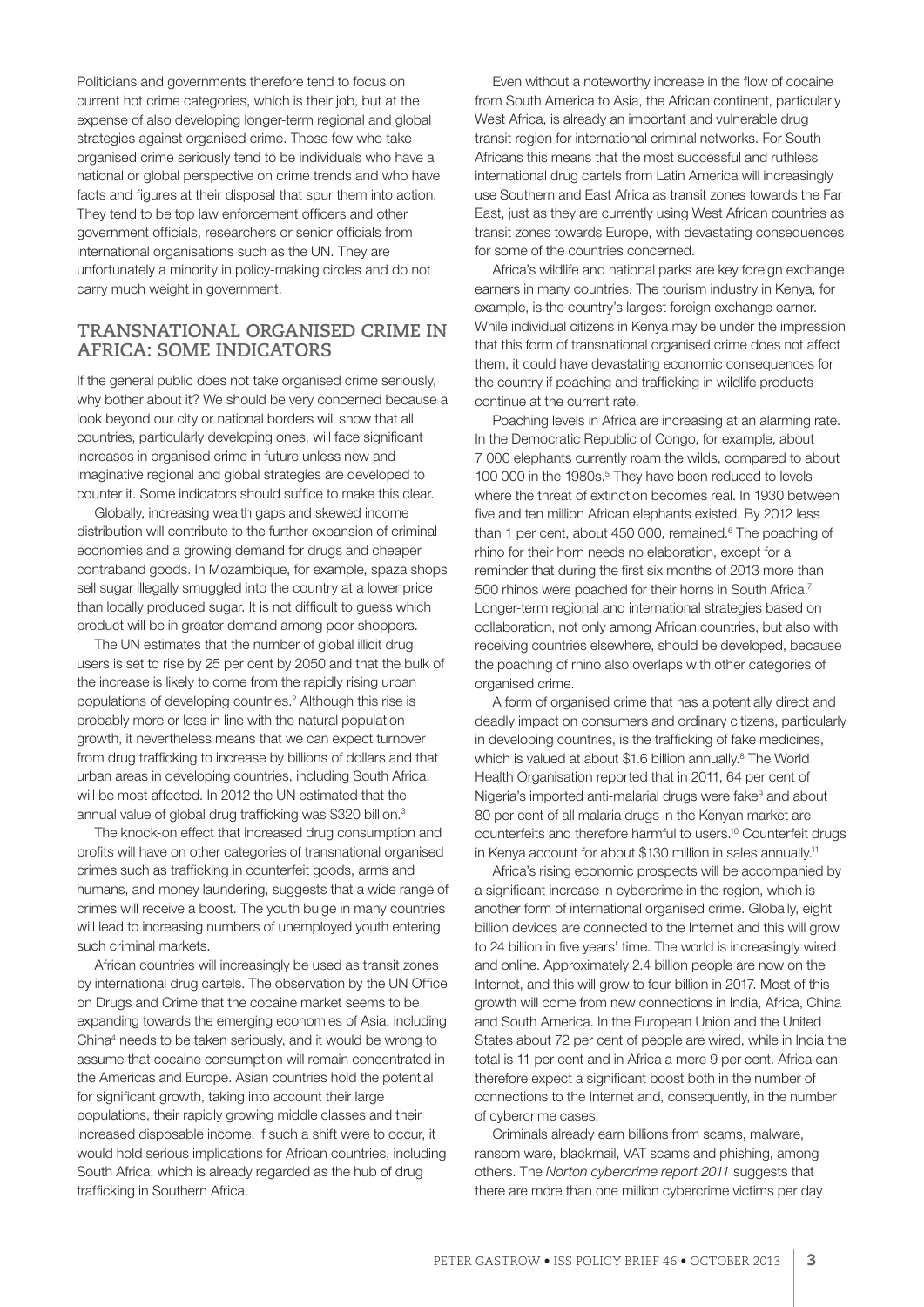Politicians and governments therefore tend to focus on current hot crime categories, which is their job, but at the expense of also developing longer-term regional and global strategies against organised crime. Those few who take organised crime seriously tend to be individuals who have a national or global perspective on crime trends and who have facts and figures at their disposal that spur them into action. They tend to be top law enforcement officers and other government officials, researchers or senior officials from international organisations such as the UN. They are unfortunately a minority in policy-making circles and do not carry much weight in government.

## TRANSNATIONAL ORGANISED CRIME IN AFRICA: SOME INDICATORS

If the general public does not take organised crime seriously, why bother about it? We should be very concerned because a look beyond our city or national borders will show that all countries, particularly developing ones, will face significant increases in organised crime in future unless new and imaginative regional and global strategies are developed to counter it. Some indicators should suffice to make this clear.

Globally, increasing wealth gaps and skewed income distribution will contribute to the further expansion of criminal economies and a growing demand for drugs and cheaper contraband goods. In Mozambique, for example, spaza shops sell sugar illegally smuggled into the country at a lower price than locally produced sugar. It is not difficult to guess which product will be in greater demand among poor shoppers.

The UN estimates that the number of global illicit drug users is set to rise by 25 per cent by 2050 and that the bulk of the increase is likely to come from the rapidly rising urban populations of developing countries.[2] Although this rise is probably more or less in line with the natural population growth, it nevertheless means that we can expect turnover from drug trafficking to increase by billions of dollars and that urban areas in developing countries, including South Africa, will be most affected. In 2012 the UN estimated that the annual value of global drug trafficking was \$320 billion.[3]

The knock-on effect that increased drug consumption and profits will have on other categories of transnational organised crimes such as trafficking in counterfeit goods, arms and humans, and money laundering, suggests that a wide range of crimes will receive a boost. The youth bulge in many countries will lead to increasing numbers of unemployed youth entering such criminal markets.

African countries will increasingly be used as transit zones by international drug cartels. The observation by the UN Office on Drugs and Crime that the cocaine market seems to be expanding towards the emerging economies of Asia, including China[4] needs to be taken seriously, and it would be wrong to assume that cocaine consumption will remain concentrated in the Americas and Europe. Asian countries hold the potential for significant growth, taking into account their large populations, their rapidly growing middle classes and their increased disposable income. If such a shift were to occur, it would hold serious implications for African countries, including South Africa, which is already regarded as the hub of drug trafficking in Southern Africa.

Even without a noteworthy increase in the flow of cocaine from South America to Asia, the African continent, particularly West Africa, is already an important and vulnerable drug transit region for international criminal networks. For South Africans this means that the most successful and ruthless international drug cartels from Latin America will increasingly use Southern and East Africa as transit zones towards the Far East, just as they are currently using West African countries as transit zones towards Europe, with devastating consequences for some of the countries concerned.

Africa's wildlife and national parks are key foreign exchange earners in many countries. The tourism industry in Kenya, for example, is the country's largest foreign exchange earner. While individual citizens in Kenya may be under the impression that this form of transnational organised crime does not affect them, it could have devastating economic consequences for the country if poaching and trafficking in wildlife products continue at the current rate.

Poaching levels in Africa are increasing at an alarming rate. In the Democratic Republic of Congo, for example, about 7 000 elephants currently roam the wilds, compared to about 100 000 in the 1980s.[5] They have been reduced to levels where the threat of extinction becomes real. In 1930 between five and ten million African elephants existed. By 2012 less than 1 per cent, about 450 000, remained.[6] The poaching of rhino for their horn needs no elaboration, except for a reminder that during the first six months of 2013 more than 500 rhinos were poached for their horns in South Africa.[7] Longer-term regional and international strategies based on collaboration, not only among African countries, but also with receiving countries elsewhere, should be developed, because the poaching of rhino also overlaps with other categories of organised crime.

A form of organised crime that has a potentially direct and deadly impact on consumers and ordinary citizens, particularly in developing countries, is the trafficking of fake medicines, which is valued at about \$1.6 billion annually.[8] The World Health Organisation reported that in 2011, 64 per cent of Nigeria's imported anti-malarial drugs were fake[9] and about 80 per cent of all malaria drugs in the Kenyan market are counterfeits and therefore harmful to users.[10] Counterfeit drugs in Kenya account for about \$130 million in sales annually.[11]

Africa's rising economic prospects will be accompanied by a significant increase in cybercrime in the region, which is another form of international organised crime. Globally, eight billion devices are connected to the Internet and this will grow to 24 billion in five years' time. The world is increasingly wired and online. Approximately 2.4 billion people are now on the Internet, and this will grow to four billion in 2017. Most of this growth will come from new connections in India, Africa, China and South America. In the European Union and the United States about 72 per cent of people are wired, while in India the total is 11 per cent and in Africa a mere 9 per cent. Africa can therefore expect a significant boost both in the number of connections to the Internet and, consequently, in the number of cybercrime cases.

Criminals already earn billions from scams, malware, ransom ware, blackmail, VAT scams and phishing, among others. The *Norton cybercrime report 2011* suggests that there are more than one million cybercrime victims per day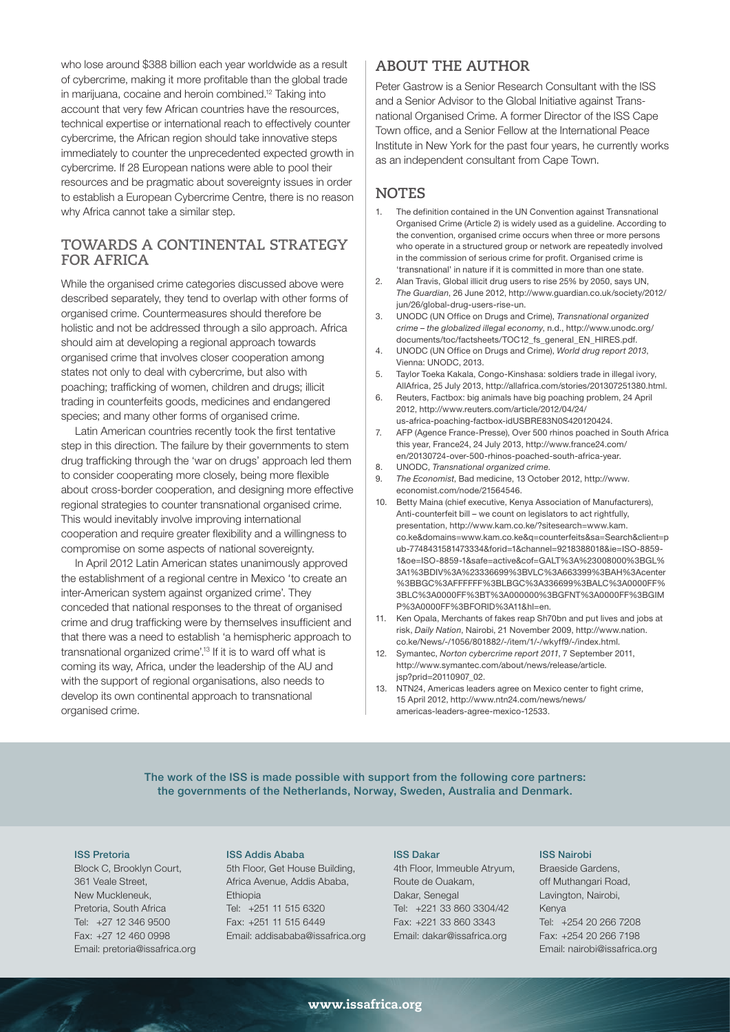who lose around $388 billion each year worldwide as a result of cybercrime, making it more profitable than the global trade in marijuana, cocaine and heroin combined.[12] Taking into account that very few African countries have the resources, technical expertise or international reach to effectively counter cybercrime, the African region should take innovative steps immediately to counter the unprecedented expected growth in cybercrime. If 28 European nations were able to pool their resources and be pragmatic about sovereignty issues in order to establish a European Cybercrime Centre, there is no reason why Africa cannot take a similar step.

## TOWARDS A CONTINENTAL STRATEGY FOR AFRICA

While the organised crime categories discussed above were described separately, they tend to overlap with other forms of organised crime. Countermeasures should therefore be holistic and not be addressed through a silo approach. Africa should aim at developing a regional approach towards organised crime that involves closer cooperation among states not only to deal with cybercrime, but also with poaching; trafficking of women, children and drugs; illicit trading in counterfeits goods, medicines and endangered species; and many other forms of organised crime.

Latin American countries recently took the first tentative step in this direction. The failure by their governments to stem drug trafficking through the 'war on drugs' approach led them to consider cooperating more closely, being more flexible about cross-border cooperation, and designing more effective regional strategies to counter transnational organised crime. This would inevitably involve improving international cooperation and require greater flexibility and a willingness to compromise on some aspects of national sovereignty.

In April 2012 Latin American states unanimously approved the establishment of a regional centre in Mexico 'to create an inter-American system against organized crime'. They conceded that national responses to the threat of organised crime and drug trafficking were by themselves insufficient and that there was a need to establish 'a hemispheric approach to transnational organized crime'.[13] If it is to ward off what is coming its way, Africa, under the leadership of the AU and with the support of regional organisations, also needs to develop its own continental approach to transnational organised crime.

## ABOUT THE AUTHOR

Peter Gastrow is a Senior Research Consultant with the ISS and a Senior Advisor to the Global Initiative against Transnational Organised Crime. A former Director of the ISS Cape Town office, and a Senior Fellow at the International Peace Institute in New York for the past four years, he currently works as an independent consultant from Cape Town.

## NOTES

1. The definition contained in the UN Convention against Transnational Organised Crime (Article 2) is widely used as a guideline. According to the convention, organised crime occurs when three or more persons who operate in a structured group or network are repeatedly involved in the commission of serious crime for profit. Organised crime is 'transnational' in nature if it is committed in more than one state.
2. Alan Travis, Global illicit drug users to rise 25% by 2050, says UN, *The Guardian*, 26 June 2012, http://www.guardian.co.uk/society/2012/jun/26/global-drug-users-rise-un.
3. UNODC (UN Office on Drugs and Crime), *Transnational organized crime – the globalized illegal economy*, n.d., http://www.unodc.org/documents/toc/factsheets/TOC12_fs_general_EN_HIRES.pdf.
4. UNODC (UN Office on Drugs and Crime), *World drug report 2013*, Vienna: UNODC, 2013.
5. Taylor Toeka Kakala, Congo-Kinshasa: soldiers trade in illegal ivory, AllAfrica, 25 July 2013, http://allafrica.com/stories/201307251380.html.
6. Reuters, Factbox: big animals have big poaching problem, 24 April 2012, http://www.reuters.com/article/2012/04/24/us-africa-poaching-factbox-idUSBRE83N0S420120424.
7. AFP (Agence France-Presse), Over 500 rhinos poached in South Africa this year, France24, 24 July 2013, http://www.france24.com/en/20130724-over-500-rhinos-poached-south-africa-year.
8. UNODC, *Transnational organized crime*.
9. *The Economist*, Bad medicine, 13 October 2012, http://www.economist.com/node/21564546.
10. Betty Maina (chief executive, Kenya Association of Manufacturers), Anti-counterfeit bill – we count on legislators to act rightfully, presentation, http://www.kam.co.ke/?sitesearch=www.kam.co.ke&domains=www.kam.co.ke&q=counterfeits&sa=Search&client=pub-7748431581473334&forid=1&channel=9218388018&ie=ISO-8859-1&oe=ISO-8859-1&safe=active&cof=GALT%3A%23008000%3BGL%3A1%3BDIV%3A%23336699%3BVLC%3A663399%3BAH%3Acenter%3BBGC%3AFFFFFF%3BLBGC%3A336699%3BALC%3A0000FF%3BLC%3A0000FF%3BT%3A000000%3BGFNT%3A0000FF%3BGIMP%3A0000FF%3BFORID%3A11&hl=en.
11. Ken Opala, Merchants of fakes reap Sh70bn and put lives and jobs at risk, *Daily Nation*, Nairobi, 21 November 2009, http://www.nation.co.ke/News/-/1056/801882/-/item/1/-/wkyff9/-/index.html.
12. Symantec, *Norton cybercrime report 2011*, 7 September 2011, http://www.symantec.com/about/news/release/article.jsp?prid=20110907_02.
13. NTN24, Americas leaders agree on Mexico center to fight crime, 15 April 2012, http://www.ntn24.com/news/news/americas-leaders-agree-mexico-12533.

The work of the ISS is made possible with support from the following core partners: the governments of the Netherlands, Norway, Sweden, Australia and Denmark.

**ISS Pretoria**
Block C, Brooklyn Court,
361 Veale Street,
New Muckleneuk,
Pretoria, South Africa
Tel: +27 12 346 9500
Fax: +27 12 460 0998
Email: pretoria@issafrica.org

**ISS Addis Ababa**
5th Floor, Get House Building,
Africa Avenue, Addis Ababa,
Ethiopia
Tel: +251 11 515 6320
Fax: +251 11 515 6449
Email: addisababa@issafrica.org

**ISS Dakar**
4th Floor, Immeuble Atryum,
Route de Ouakam,
Dakar, Senegal
Tel: +221 33 860 3304/42
Fax: +221 33 860 3343
Email: dakar@issafrica.org

**ISS Nairobi**
Braeside Gardens,
off Muthangari Road,
Lavington, Nairobi,
Kenya
Tel: +254 20 266 7208
Fax: +254 20 266 7198
Email: nairobi@issafrica.org

www.issafrica.org